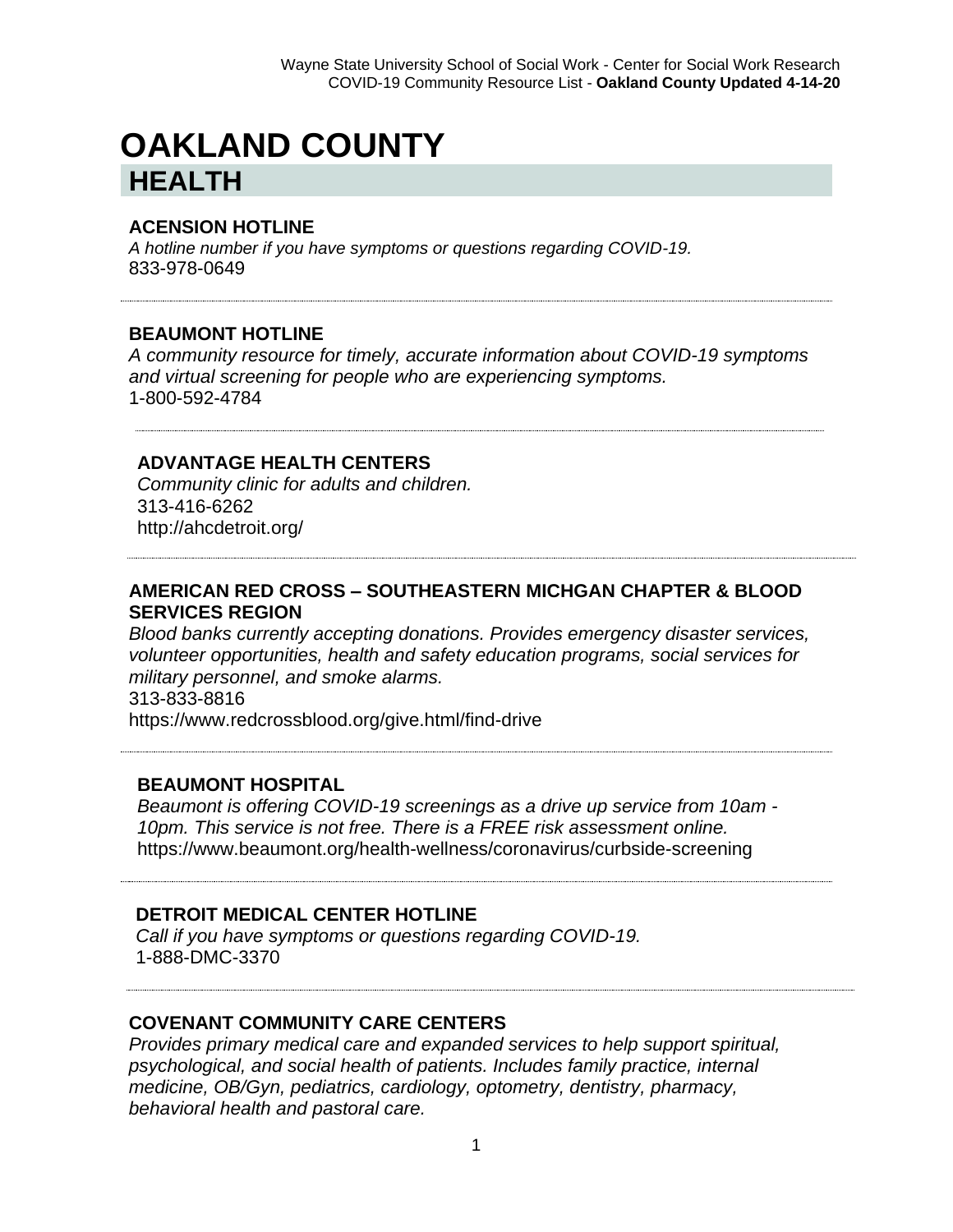# OAKLAND COUNTY

## HEALTH

### ACENSION HOTLINE

*A hotline number if you have symptoms or questions regarding COVID-19.*
833-978-0649

---

### BEAUMONT HOTLINE

*A community resource for timely, accurate information about COVID-19 symptoms and virtual screening for people who are experiencing symptoms.*
1-800-592-4784

---

### ADVANTAGE HEALTH CENTERS

*Community clinic for adults and children.*
313-416-6262
http://ahcdetroit.org/

---

### AMERICAN RED CROSS – SOUTHEASTERN MICHGAN CHAPTER & BLOOD SERVICES REGION

*Blood banks currently accepting donations. Provides emergency disaster services, volunteer opportunities, health and safety education programs, social services for military personnel, and smoke alarms.*
313-833-8816
https://www.redcrossblood.org/give.html/find-drive

---

### BEAUMONT HOSPITAL

*Beaumont is offering COVID-19 screenings as a drive up service from 10am - 10pm. This service is not free. There is a FREE risk assessment online.*
https://www.beaumont.org/health-wellness/coronavirus/curbside-screening

---

### DETROIT MEDICAL CENTER HOTLINE

*Call if you have symptoms or questions regarding COVID-19.*
1-888-DMC-3370

---

### COVENANT COMMUNITY CARE CENTERS

*Provides primary medical care and expanded services to help support spiritual, psychological, and social health of patients. Includes family practice, internal medicine, OB/Gyn, pediatrics, cardiology, optometry, dentistry, pharmacy, behavioral health and pastoral care.*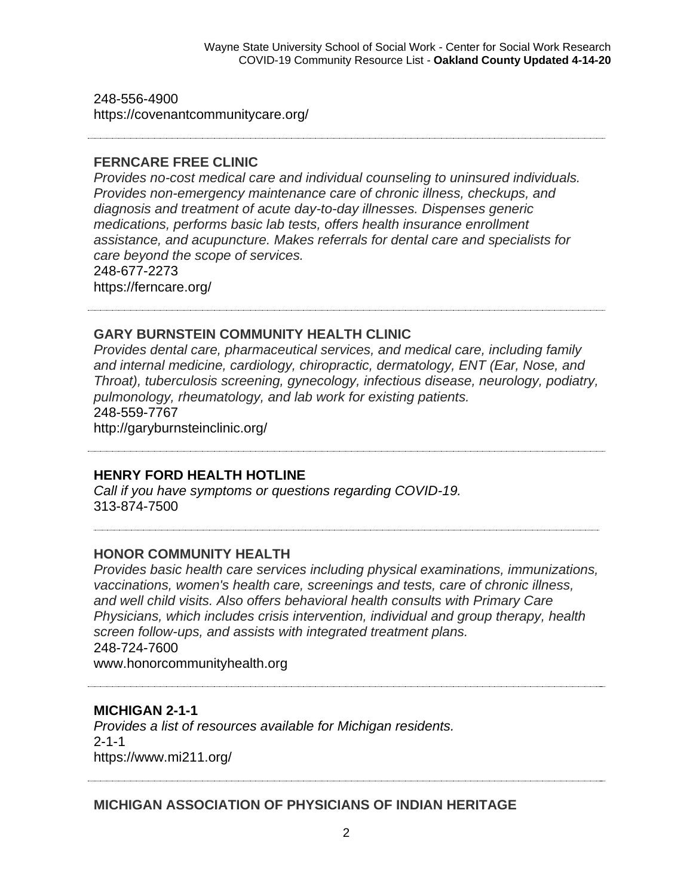248-556-4900
https://covenantcommunitycare.org/

---

### FERNCARE FREE CLINIC

*Provides no-cost medical care and individual counseling to uninsured individuals. Provides non-emergency maintenance care of chronic illness, checkups, and diagnosis and treatment of acute day-to-day illnesses. Dispenses generic medications, performs basic lab tests, offers health insurance enrollment assistance, and acupuncture. Makes referrals for dental care and specialists for care beyond the scope of services.*
248-677-2273
https://ferncare.org/

---

### GARY BURNSTEIN COMMUNITY HEALTH CLINIC

*Provides dental care, pharmaceutical services, and medical care, including family and internal medicine, cardiology, chiropractic, dermatology, ENT (Ear, Nose, and Throat), tuberculosis screening, gynecology, infectious disease, neurology, podiatry, pulmonology, rheumatology, and lab work for existing patients.*
248-559-7767
http://garyburnsteinclinic.org/

---

### HENRY FORD HEALTH HOTLINE

*Call if you have symptoms or questions regarding COVID-19.*
313-874-7500

---

### HONOR COMMUNITY HEALTH

*Provides basic health care services including physical examinations, immunizations, vaccinations, women's health care, screenings and tests, care of chronic illness, and well child visits. Also offers behavioral health consults with Primary Care Physicians, which includes crisis intervention, individual and group therapy, health screen follow-ups, and assists with integrated treatment plans.*
248-724-7600
www.honorcommunityhealth.org

---

### MICHIGAN 2-1-1

*Provides a list of resources available for Michigan residents.*
2-1-1
https://www.mi211.org/

---

### MICHIGAN ASSOCIATION OF PHYSICIANS OF INDIAN HERITAGE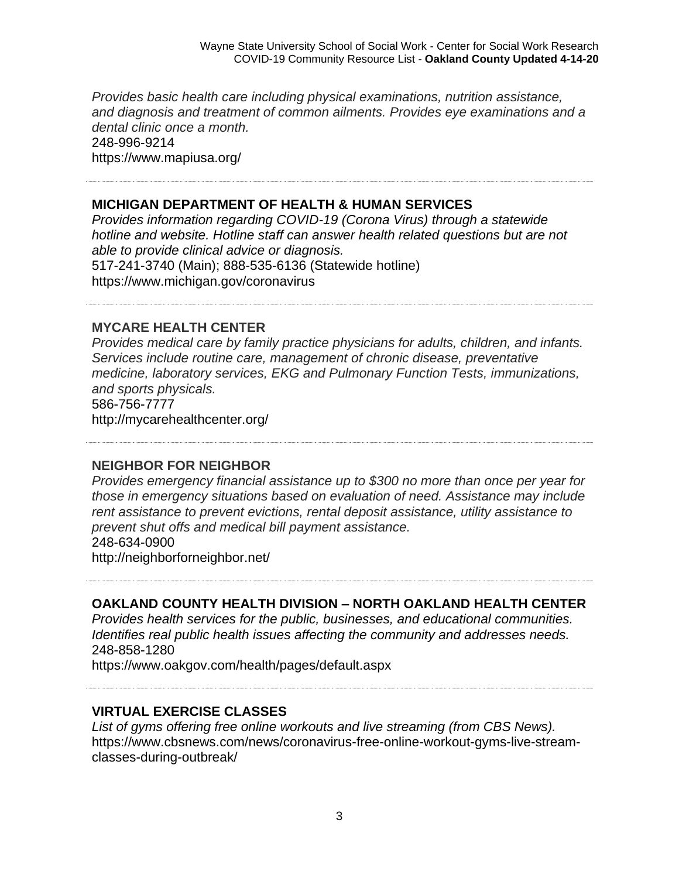*Provides basic health care including physical examinations, nutrition assistance, and diagnosis and treatment of common ailments. Provides eye examinations and a dental clinic once a month.*
248-996-9214
https://www.mapiusa.org/

---

### MICHIGAN DEPARTMENT OF HEALTH & HUMAN SERVICES

*Provides information regarding COVID-19 (Corona Virus) through a statewide hotline and website. Hotline staff can answer health related questions but are not able to provide clinical advice or diagnosis.*
517-241-3740 (Main); 888-535-6136 (Statewide hotline)
https://www.michigan.gov/coronavirus

---

### MYCARE HEALTH CENTER

*Provides medical care by family practice physicians for adults, children, and infants. Services include routine care, management of chronic disease, preventative medicine, laboratory services, EKG and Pulmonary Function Tests, immunizations, and sports physicals.*
586-756-7777
http://mycarehealthcenter.org/

---

### NEIGHBOR FOR NEIGHBOR

*Provides emergency financial assistance up to $300 no more than once per year for those in emergency situations based on evaluation of need. Assistance may include rent assistance to prevent evictions, rental deposit assistance, utility assistance to prevent shut offs and medical bill payment assistance.*
248-634-0900
http://neighborforneighbor.net/

---

### OAKLAND COUNTY HEALTH DIVISION – NORTH OAKLAND HEALTH CENTER

*Provides health services for the public, businesses, and educational communities. Identifies real public health issues affecting the community and addresses needs.*
248-858-1280
https://www.oakgov.com/health/pages/default.aspx

---

### VIRTUAL EXERCISE CLASSES

*List of gyms offering free online workouts and live streaming (from CBS News).*
https://www.cbsnews.com/news/coronavirus-free-online-workout-gyms-live-stream-classes-during-outbreak/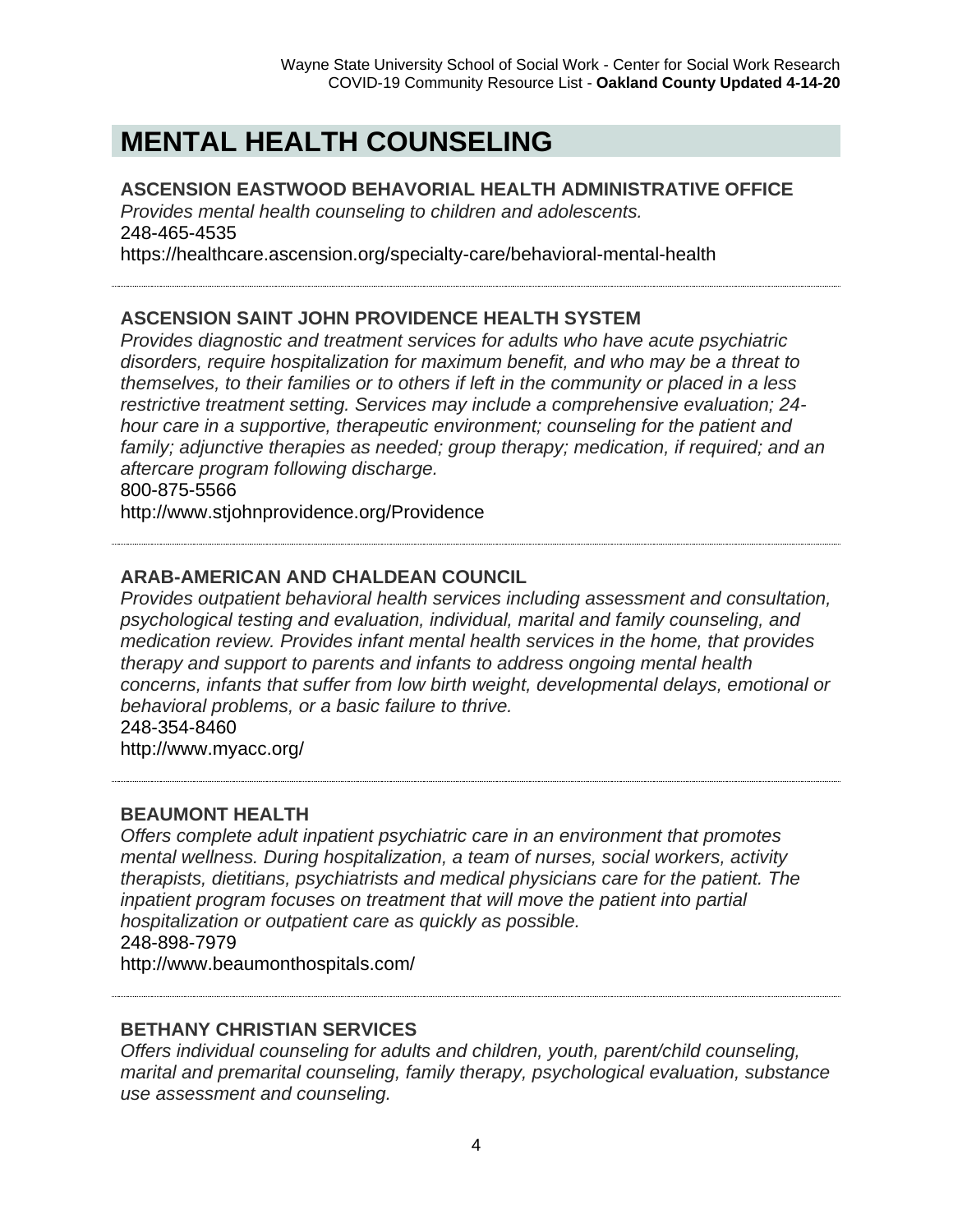# MENTAL HEALTH COUNSELING

### ASCENSION EASTWOOD BEHAVORIAL HEALTH ADMINISTRATIVE OFFICE

*Provides mental health counseling to children and adolescents.*

248-465-4535

https://healthcare.ascension.org/specialty-care/behavioral-mental-health

---

### ASCENSION SAINT JOHN PROVIDENCE HEALTH SYSTEM

*Provides diagnostic and treatment services for adults who have acute psychiatric disorders, require hospitalization for maximum benefit, and who may be a threat to themselves, to their families or to others if left in the community or placed in a less restrictive treatment setting. Services may include a comprehensive evaluation; 24-hour care in a supportive, therapeutic environment; counseling for the patient and family; adjunctive therapies as needed; group therapy; medication, if required; and an aftercare program following discharge.*

800-875-5566

http://www.stjohnprovidence.org/Providence

---

### ARAB-AMERICAN AND CHALDEAN COUNCIL

*Provides outpatient behavioral health services including assessment and consultation, psychological testing and evaluation, individual, marital and family counseling, and medication review. Provides infant mental health services in the home, that provides therapy and support to parents and infants to address ongoing mental health concerns, infants that suffer from low birth weight, developmental delays, emotional or behavioral problems, or a basic failure to thrive.*

248-354-8460

http://www.myacc.org/

---

### BEAUMONT HEALTH

*Offers complete adult inpatient psychiatric care in an environment that promotes mental wellness. During hospitalization, a team of nurses, social workers, activity therapists, dietitians, psychiatrists and medical physicians care for the patient. The inpatient program focuses on treatment that will move the patient into partial hospitalization or outpatient care as quickly as possible.*

248-898-7979

http://www.beaumonthospitals.com/

---

### BETHANY CHRISTIAN SERVICES

*Offers individual counseling for adults and children, youth, parent/child counseling, marital and premarital counseling, family therapy, psychological evaluation, substance use assessment and counseling.*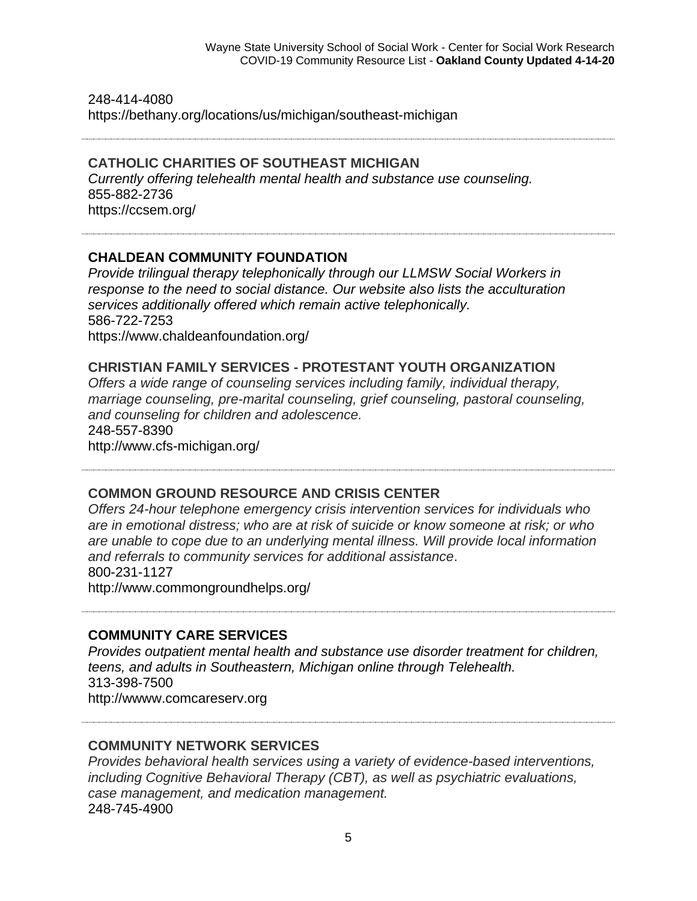248-414-4080
https://bethany.org/locations/us/michigan/southeast-michigan

---

**CATHOLIC CHARITIES OF SOUTHEAST MICHIGAN**
*Currently offering telehealth mental health and substance use counseling.*
855-882-2736
https://ccsem.org/

---

**CHALDEAN COMMUNITY FOUNDATION**
*Provide trilingual therapy telephonically through our LLMSW Social Workers in response to the need to social distance. Our website also lists the acculturation services additionally offered which remain active telephonically.*
586-722-7253
https://www.chaldeanfoundation.org/

**CHRISTIAN FAMILY SERVICES - PROTESTANT YOUTH ORGANIZATION**
*Offers a wide range of counseling services including family, individual therapy, marriage counseling, pre-marital counseling, grief counseling, pastoral counseling, and counseling for children and adolescence.*
248-557-8390
http://www.cfs-michigan.org/

---

**COMMON GROUND RESOURCE AND CRISIS CENTER**
*Offers 24-hour telephone emergency crisis intervention services for individuals who are in emotional distress; who are at risk of suicide or know someone at risk; or who are unable to cope due to an underlying mental illness. Will provide local information and referrals to community services for additional assistance*.
800-231-1127
http://www.commongroundhelps.org/

---

**COMMUNITY CARE SERVICES**
*Provides outpatient mental health and substance use disorder treatment for children, teens, and adults in Southeastern, Michigan online through Telehealth.*
313-398-7500
http://wwww.comcareserv.org

---

**COMMUNITY NETWORK SERVICES**
*Provides behavioral health services using a variety of evidence-based interventions, including Cognitive Behavioral Therapy (CBT), as well as psychiatric evaluations, case management, and medication management.*
248-745-4900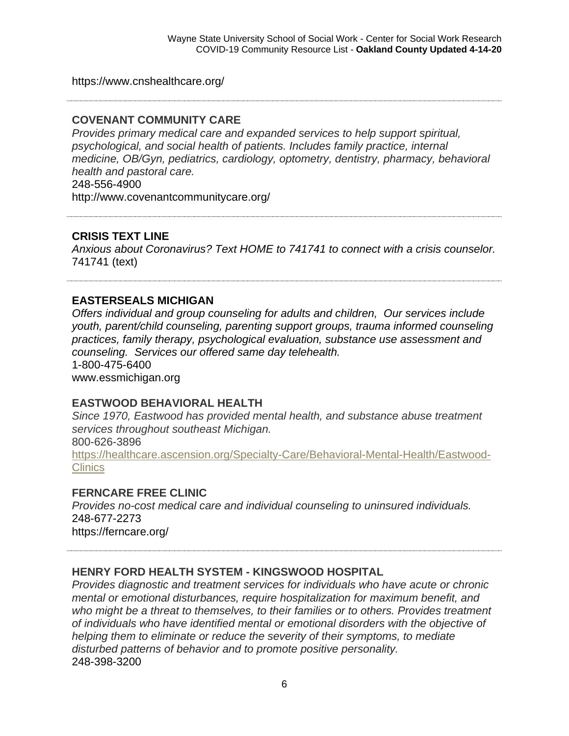https://www.cnshealthcare.org/

---

**COVENANT COMMUNITY CARE**

*Provides primary medical care and expanded services to help support spiritual, psychological, and social health of patients. Includes family practice, internal medicine, OB/Gyn, pediatrics, cardiology, optometry, dentistry, pharmacy, behavioral health and pastoral care.*

248-556-4900

http://www.covenantcommunitycare.org/

---

**CRISIS TEXT LINE**

*Anxious about Coronavirus? Text HOME to 741741 to connect with a crisis counselor.*

741741 (text)

---

**EASTERSEALS MICHIGAN**

*Offers individual and group counseling for adults and children, Our services include youth, parent/child counseling, parenting support groups, trauma informed counseling practices, family therapy, psychological evaluation, substance use assessment and counseling. Services our offered same day telehealth.*

1-800-475-6400

www.essmichigan.org

**EASTWOOD BEHAVIORAL HEALTH**

*Since 1970, Eastwood has provided mental health, and substance abuse treatment services throughout southeast Michigan.*

800-626-3896

https://healthcare.ascension.org/Specialty-Care/Behavioral-Mental-Health/Eastwood-Clinics

**FERNCARE FREE CLINIC**

*Provides no-cost medical care and individual counseling to uninsured individuals.*

248-677-2273

https://ferncare.org/

---

**HENRY FORD HEALTH SYSTEM - KINGSWOOD HOSPITAL**

*Provides diagnostic and treatment services for individuals who have acute or chronic mental or emotional disturbances, require hospitalization for maximum benefit, and who might be a threat to themselves, to their families or to others. Provides treatment of individuals who have identified mental or emotional disorders with the objective of helping them to eliminate or reduce the severity of their symptoms, to mediate disturbed patterns of behavior and to promote positive personality.*

248-398-3200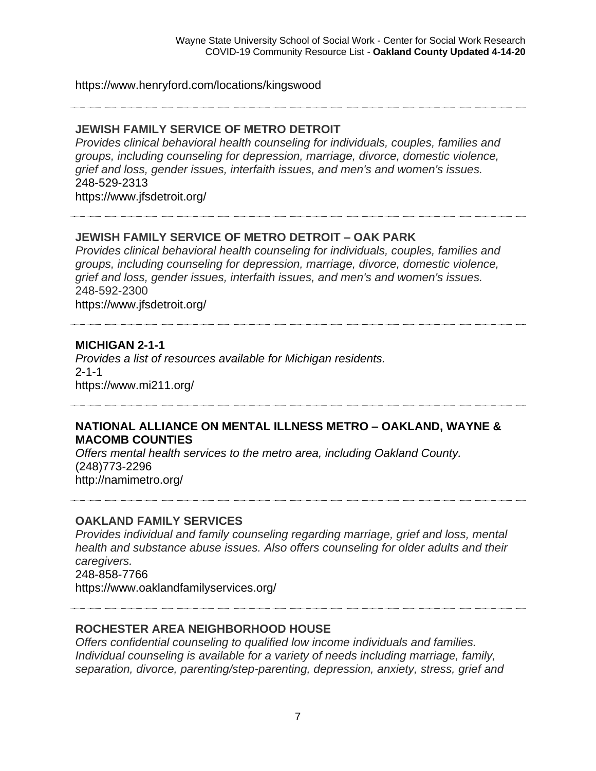https://www.henryford.com/locations/kingswood

---

**JEWISH FAMILY SERVICE OF METRO DETROIT**

*Provides clinical behavioral health counseling for individuals, couples, families and groups, including counseling for depression, marriage, divorce, domestic violence, grief and loss, gender issues, interfaith issues, and men's and women's issues.*

248-529-2313

https://www.jfsdetroit.org/

---

**JEWISH FAMILY SERVICE OF METRO DETROIT – OAK PARK**

*Provides clinical behavioral health counseling for individuals, couples, families and groups, including counseling for depression, marriage, divorce, domestic violence, grief and loss, gender issues, interfaith issues, and men's and women's issues.*

248-592-2300

https://www.jfsdetroit.org/

---

**MICHIGAN 2-1-1**

*Provides a list of resources available for Michigan residents.*

2-1-1

https://www.mi211.org/

---

**NATIONAL ALLIANCE ON MENTAL ILLNESS METRO – OAKLAND, WAYNE & MACOMB COUNTIES**

*Offers mental health services to the metro area, including Oakland County.*

(248)773-2296

http://namimetro.org/

---

**OAKLAND FAMILY SERVICES**

*Provides individual and family counseling regarding marriage, grief and loss, mental health and substance abuse issues. Also offers counseling for older adults and their caregivers.*

248-858-7766

https://www.oaklandfamilyservices.org/

---

**ROCHESTER AREA NEIGHBORHOOD HOUSE**

*Offers confidential counseling to qualified low income individuals and families. Individual counseling is available for a variety of needs including marriage, family, separation, divorce, parenting/step-parenting, depression, anxiety, stress, grief and*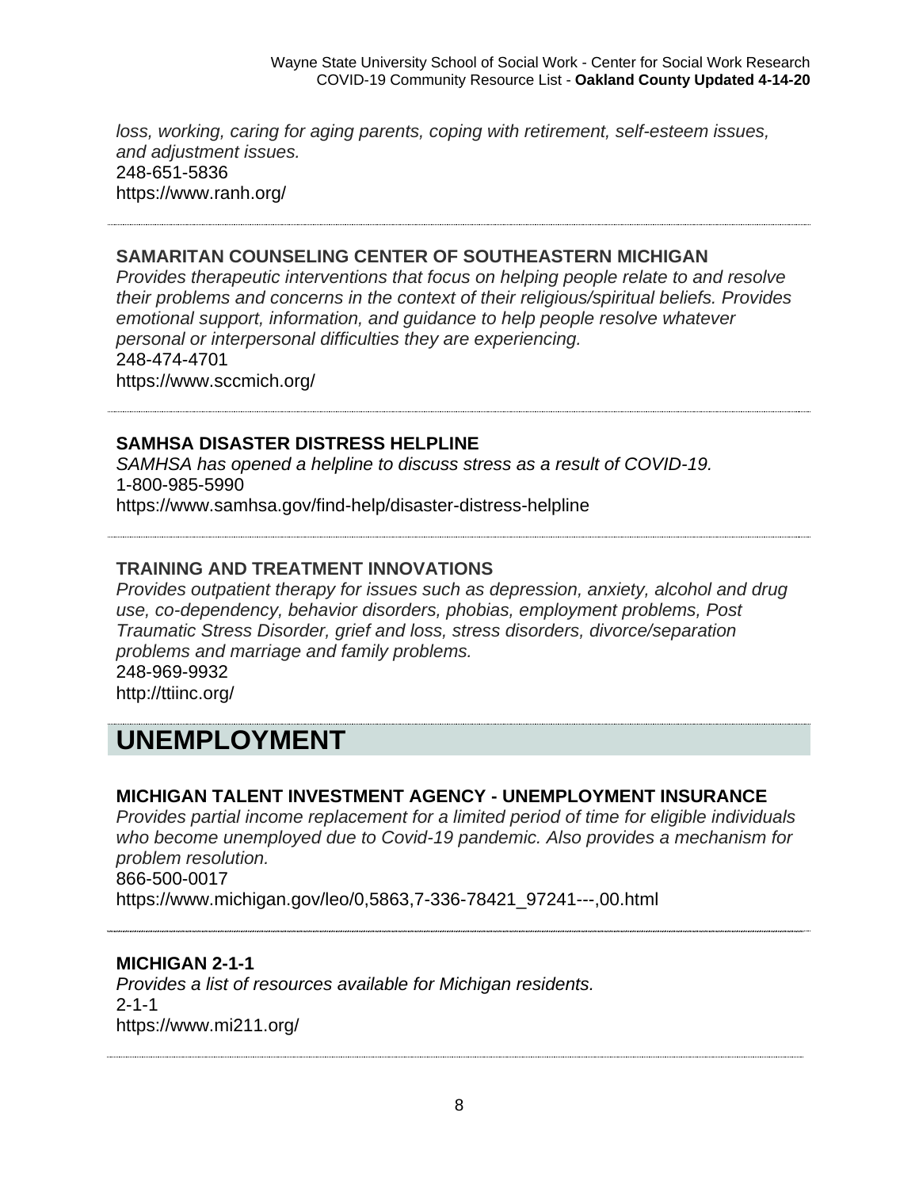*loss, working, caring for aging parents, coping with retirement, self-esteem issues, and adjustment issues.*
248-651-5836
https://www.ranh.org/

---

**SAMARITAN COUNSELING CENTER OF SOUTHEASTERN MICHIGAN**
*Provides therapeutic interventions that focus on helping people relate to and resolve their problems and concerns in the context of their religious/spiritual beliefs. Provides emotional support, information, and guidance to help people resolve whatever personal or interpersonal difficulties they are experiencing.*
248-474-4701
https://www.sccmich.org/

---

**SAMHSA DISASTER DISTRESS HELPLINE**
*SAMHSA has opened a helpline to discuss stress as a result of COVID-19.*
1-800-985-5990
https://www.samhsa.gov/find-help/disaster-distress-helpline

---

**TRAINING AND TREATMENT INNOVATIONS**
*Provides outpatient therapy for issues such as depression, anxiety, alcohol and drug use, co-dependency, behavior disorders, phobias, employment problems, Post Traumatic Stress Disorder, grief and loss, stress disorders, divorce/separation problems and marriage and family problems.*
248-969-9932
http://ttiinc.org/

# UNEMPLOYMENT

**MICHIGAN TALENT INVESTMENT AGENCY - UNEMPLOYMENT INSURANCE**
*Provides partial income replacement for a limited period of time for eligible individuals who become unemployed due to Covid-19 pandemic. Also provides a mechanism for problem resolution.*
866-500-0017
https://www.michigan.gov/leo/0,5863,7-336-78421_97241---,00.html

---

**MICHIGAN 2-1-1**
*Provides a list of resources available for Michigan residents.*
2-1-1
https://www.mi211.org/

---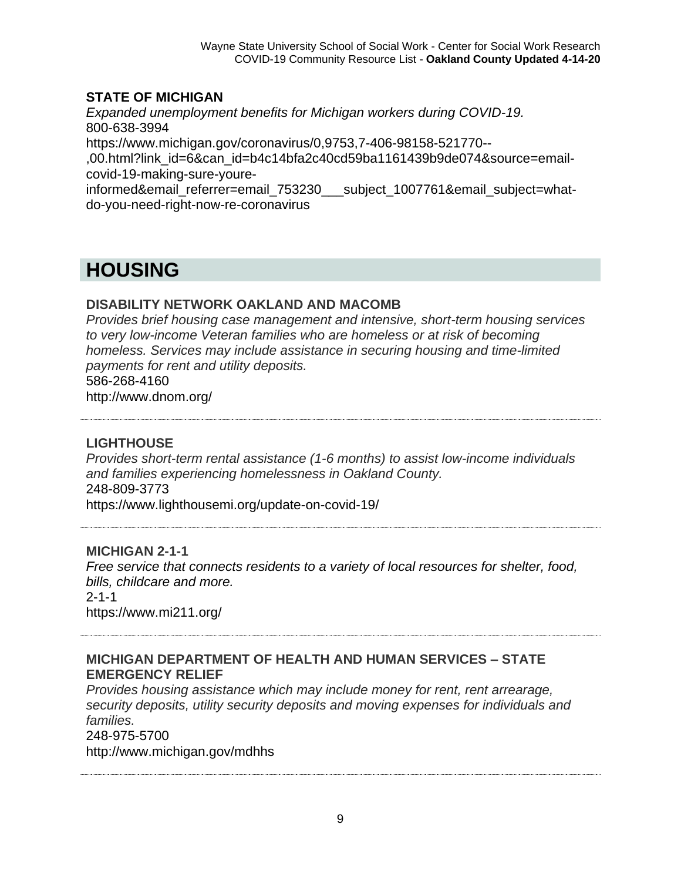**STATE OF MICHIGAN**

*Expanded unemployment benefits for Michigan workers during COVID-19.*

800-638-3994

https://www.michigan.gov/coronavirus/0,9753,7-406-98158-521770--,00.html?link_id=6&can_id=b4c14bfa2c40cd59ba1161439b9de074&source=email-covid-19-making-sure-youre-informed&email_referrer=email_753230___subject_1007761&email_subject=what-do-you-need-right-now-re-coronavirus

# HOUSING

**DISABILITY NETWORK OAKLAND AND MACOMB**

*Provides brief housing case management and intensive, short-term housing services to very low-income Veteran families who are homeless or at risk of becoming homeless. Services may include assistance in securing housing and time-limited payments for rent and utility deposits.*

586-268-4160

http://www.dnom.org/

---

**LIGHTHOUSE**

*Provides short-term rental assistance (1-6 months) to assist low-income individuals and families experiencing homelessness in Oakland County.*

248-809-3773

https://www.lighthousemi.org/update-on-covid-19/

---

**MICHIGAN 2-1-1**

*Free service that connects residents to a variety of local resources for shelter, food, bills, childcare and more.*

2-1-1

https://www.mi211.org/

---

**MICHIGAN DEPARTMENT OF HEALTH AND HUMAN SERVICES – STATE EMERGENCY RELIEF**

*Provides housing assistance which may include money for rent, rent arrearage, security deposits, utility security deposits and moving expenses for individuals and families.*

248-975-5700

http://www.michigan.gov/mdhhs

---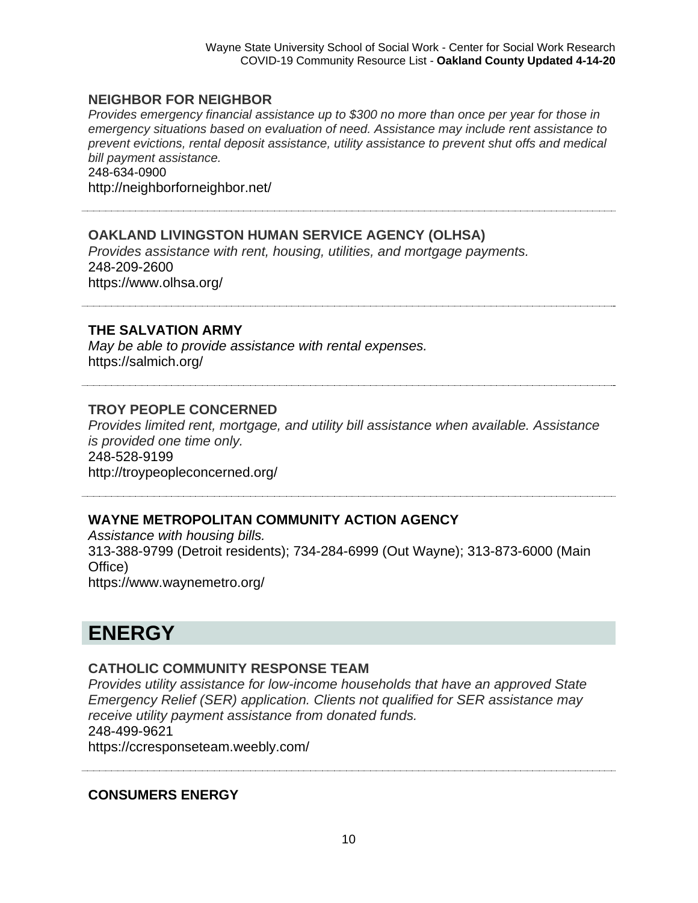### NEIGHBOR FOR NEIGHBOR

*Provides emergency financial assistance up to $300 no more than once per year for those in emergency situations based on evaluation of need. Assistance may include rent assistance to prevent evictions, rental deposit assistance, utility assistance to prevent shut offs and medical bill payment assistance.*
248-634-0900
http://neighborforneighbor.net/

---

### OAKLAND LIVINGSTON HUMAN SERVICE AGENCY (OLHSA)

*Provides assistance with rent, housing, utilities, and mortgage payments.*
248-209-2600
https://www.olhsa.org/

---

### THE SALVATION ARMY

*May be able to provide assistance with rental expenses.*
https://salmich.org/

---

### TROY PEOPLE CONCERNED

*Provides limited rent, mortgage, and utility bill assistance when available. Assistance is provided one time only.*
248-528-9199
http://troypeopleconcerned.org/

---

### WAYNE METROPOLITAN COMMUNITY ACTION AGENCY

*Assistance with housing bills.*
313-388-9799 (Detroit residents); 734-284-6999 (Out Wayne); 313-873-6000 (Main Office)
https://www.waynemetro.org/

## ENERGY

### CATHOLIC COMMUNITY RESPONSE TEAM

*Provides utility assistance for low-income households that have an approved State Emergency Relief (SER) application. Clients not qualified for SER assistance may receive utility payment assistance from donated funds.*
248-499-9621
https://ccresponseteam.weebly.com/

---

### CONSUMERS ENERGY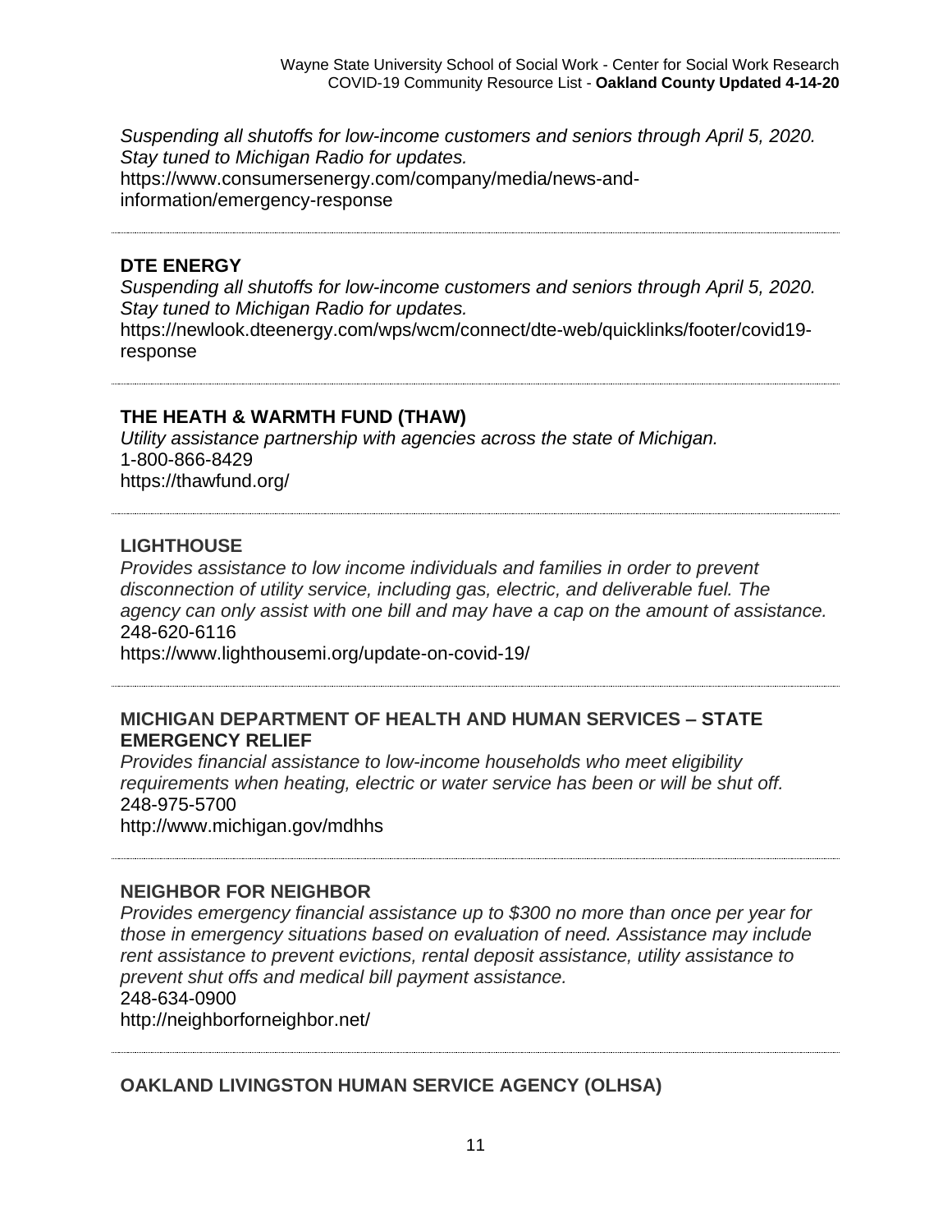*Suspending all shutoffs for low-income customers and seniors through April 5, 2020. Stay tuned to Michigan Radio for updates.*
https://www.consumersenergy.com/company/media/news-and-information/emergency-response

---

**DTE ENERGY**
*Suspending all shutoffs for low-income customers and seniors through April 5, 2020. Stay tuned to Michigan Radio for updates.*
https://newlook.dteenergy.com/wps/wcm/connect/dte-web/quicklinks/footer/covid19-response

---

**THE HEATH & WARMTH FUND (THAW)**
*Utility assistance partnership with agencies across the state of Michigan.*
1-800-866-8429
https://thawfund.org/

---

**LIGHTHOUSE**
*Provides assistance to low income individuals and families in order to prevent disconnection of utility service, including gas, electric, and deliverable fuel. The agency can only assist with one bill and may have a cap on the amount of assistance.*
248-620-6116
https://www.lighthousemi.org/update-on-covid-19/

---

**MICHIGAN DEPARTMENT OF HEALTH AND HUMAN SERVICES – STATE EMERGENCY RELIEF**
*Provides financial assistance to low-income households who meet eligibility requirements when heating, electric or water service has been or will be shut off.*
248-975-5700
http://www.michigan.gov/mdhhs

---

**NEIGHBOR FOR NEIGHBOR**
*Provides emergency financial assistance up to $300 no more than once per year for those in emergency situations based on evaluation of need. Assistance may include rent assistance to prevent evictions, rental deposit assistance, utility assistance to prevent shut offs and medical bill payment assistance.*
248-634-0900
http://neighborforneighbor.net/

---

**OAKLAND LIVINGSTON HUMAN SERVICE AGENCY (OLHSA)**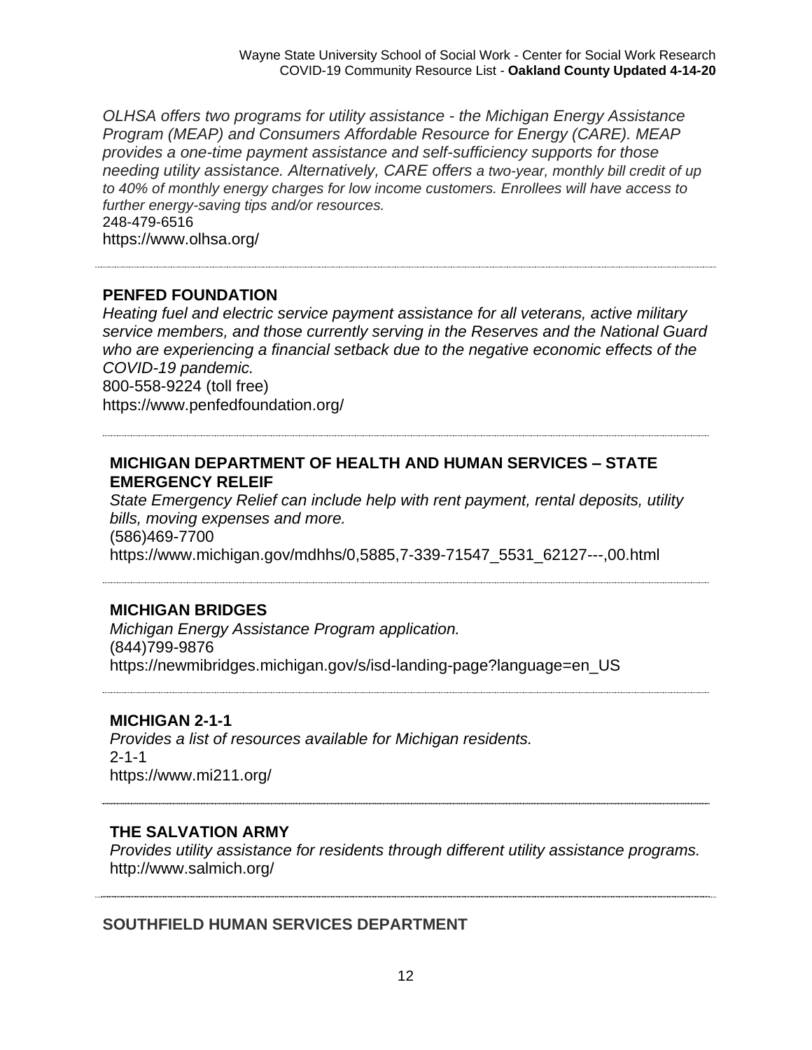*OLHSA offers two programs for utility assistance - the Michigan Energy Assistance Program (MEAP) and Consumers Affordable Resource for Energy (CARE). MEAP provides a one-time payment assistance and self-sufficiency supports for those needing utility assistance. Alternatively, CARE offers a two-year, monthly bill credit of up to 40% of monthly energy charges for low income customers. Enrollees will have access to further energy-saving tips and/or resources.*
248-479-6516
https://www.olhsa.org/

---

**PENFED FOUNDATION**
*Heating fuel and electric service payment assistance for all veterans, active military service members, and those currently serving in the Reserves and the National Guard who are experiencing a financial setback due to the negative economic effects of the COVID-19 pandemic.*
800-558-9224 (toll free)
https://www.penfedfoundation.org/

---

**MICHIGAN DEPARTMENT OF HEALTH AND HUMAN SERVICES – STATE EMERGENCY RELEIF**
*State Emergency Relief can include help with rent payment, rental deposits, utility bills, moving expenses and more.*
(586)469-7700
https://www.michigan.gov/mdhhs/0,5885,7-339-71547_5531_62127---,00.html

---

**MICHIGAN BRIDGES**
*Michigan Energy Assistance Program application.*
(844)799-9876
https://newmibridges.michigan.gov/s/isd-landing-page?language=en_US

---

**MICHIGAN 2-1-1**
*Provides a list of resources available for Michigan residents.*
2-1-1
https://www.mi211.org/

---

**THE SALVATION ARMY**
*Provides utility assistance for residents through different utility assistance programs.*
http://www.salmich.org/

---

**SOUTHFIELD HUMAN SERVICES DEPARTMENT**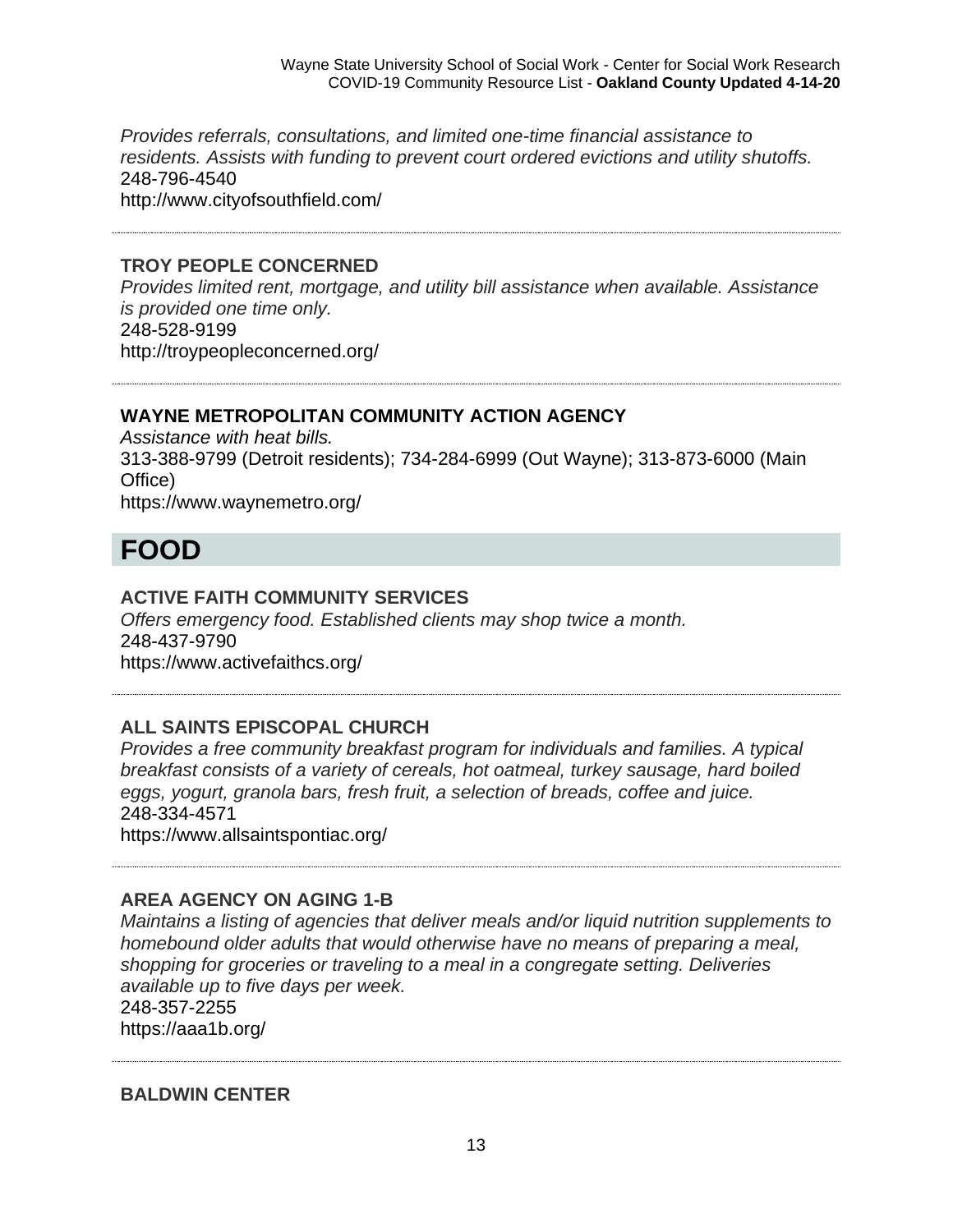*Provides referrals, consultations, and limited one-time financial assistance to residents. Assists with funding to prevent court ordered evictions and utility shutoffs.*
248-796-4540
http://www.cityofsouthfield.com/

---

**TROY PEOPLE CONCERNED**
*Provides limited rent, mortgage, and utility bill assistance when available. Assistance is provided one time only.*
248-528-9199
http://troypeopleconcerned.org/

---

**WAYNE METROPOLITAN COMMUNITY ACTION AGENCY**
*Assistance with heat bills.*
313-388-9799 (Detroit residents); 734-284-6999 (Out Wayne); 313-873-6000 (Main Office)
https://www.waynemetro.org/

# FOOD

**ACTIVE FAITH COMMUNITY SERVICES**
*Offers emergency food. Established clients may shop twice a month.*
248-437-9790
https://www.activefaithcs.org/

---

**ALL SAINTS EPISCOPAL CHURCH**
*Provides a free community breakfast program for individuals and families. A typical breakfast consists of a variety of cereals, hot oatmeal, turkey sausage, hard boiled eggs, yogurt, granola bars, fresh fruit, a selection of breads, coffee and juice.*
248-334-4571
https://www.allsaintspontiac.org/

---

**AREA AGENCY ON AGING 1-B**
*Maintains a listing of agencies that deliver meals and/or liquid nutrition supplements to homebound older adults that would otherwise have no means of preparing a meal, shopping for groceries or traveling to a meal in a congregate setting. Deliveries available up to five days per week.*
248-357-2255
https://aaa1b.org/

---

**BALDWIN CENTER**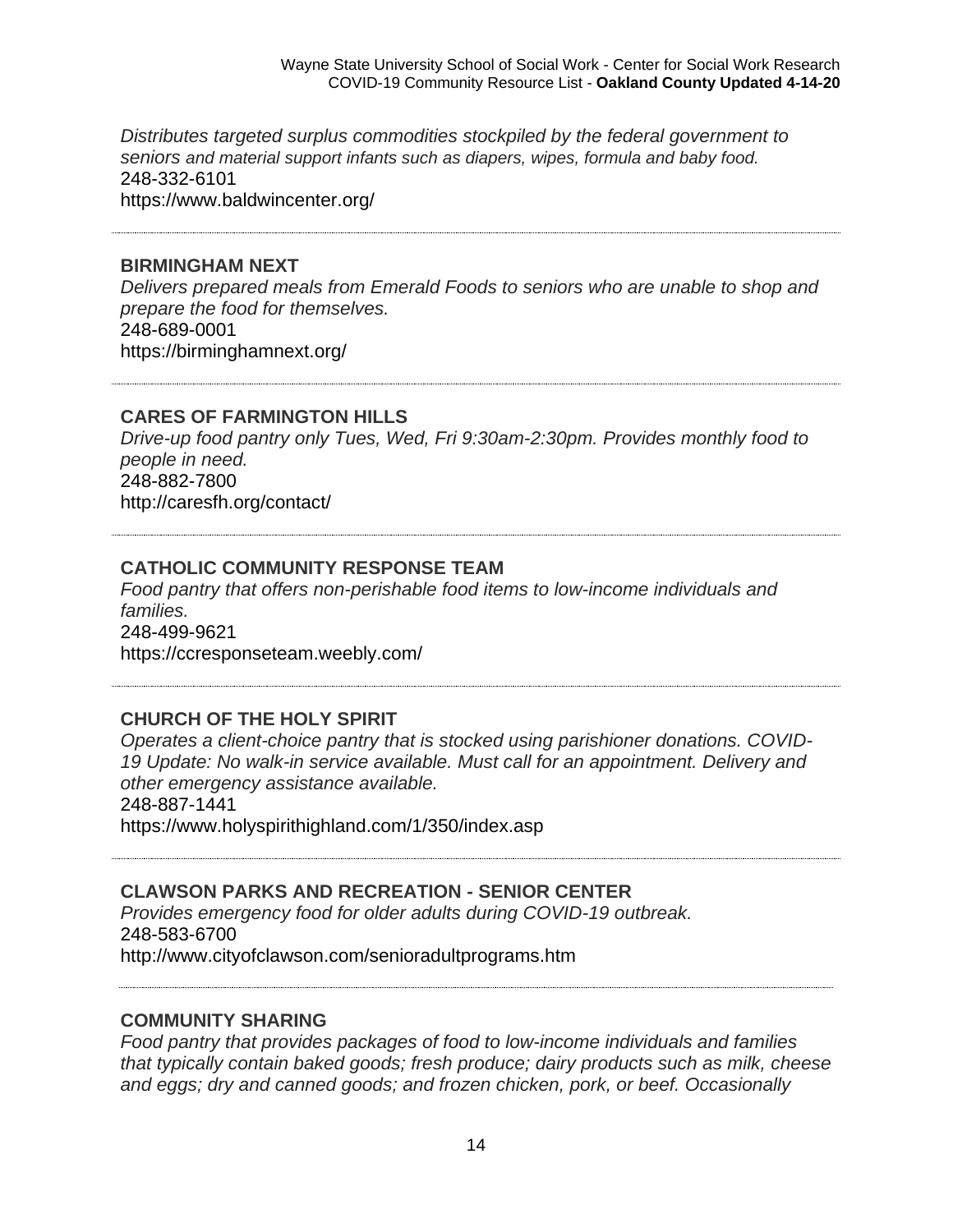*Distributes targeted surplus commodities stockpiled by the federal government to seniors and material support infants such as diapers, wipes, formula and baby food.*
248-332-6101
https://www.baldwincenter.org/

---

**BIRMINGHAM NEXT**
*Delivers prepared meals from Emerald Foods to seniors who are unable to shop and prepare the food for themselves.*
248-689-0001
https://birminghamnext.org/

---

**CARES OF FARMINGTON HILLS**
*Drive-up food pantry only Tues, Wed, Fri 9:30am-2:30pm. Provides monthly food to people in need.*
248-882-7800
http://caresfh.org/contact/

---

**CATHOLIC COMMUNITY RESPONSE TEAM**
*Food pantry that offers non-perishable food items to low-income individuals and families.*
248-499-9621
https://ccresponseteam.weebly.com/

---

**CHURCH OF THE HOLY SPIRIT**
*Operates a client-choice pantry that is stocked using parishioner donations. COVID-19 Update: No walk-in service available. Must call for an appointment. Delivery and other emergency assistance available.*
248-887-1441
https://www.holyspirithighland.com/1/350/index.asp

---

**CLAWSON PARKS AND RECREATION - SENIOR CENTER**
*Provides emergency food for older adults during COVID-19 outbreak.*
248-583-6700
http://www.cityofclawson.com/senioradultprograms.htm

---

**COMMUNITY SHARING**
*Food pantry that provides packages of food to low-income individuals and families that typically contain baked goods; fresh produce; dairy products such as milk, cheese and eggs; dry and canned goods; and frozen chicken, pork, or beef. Occasionally*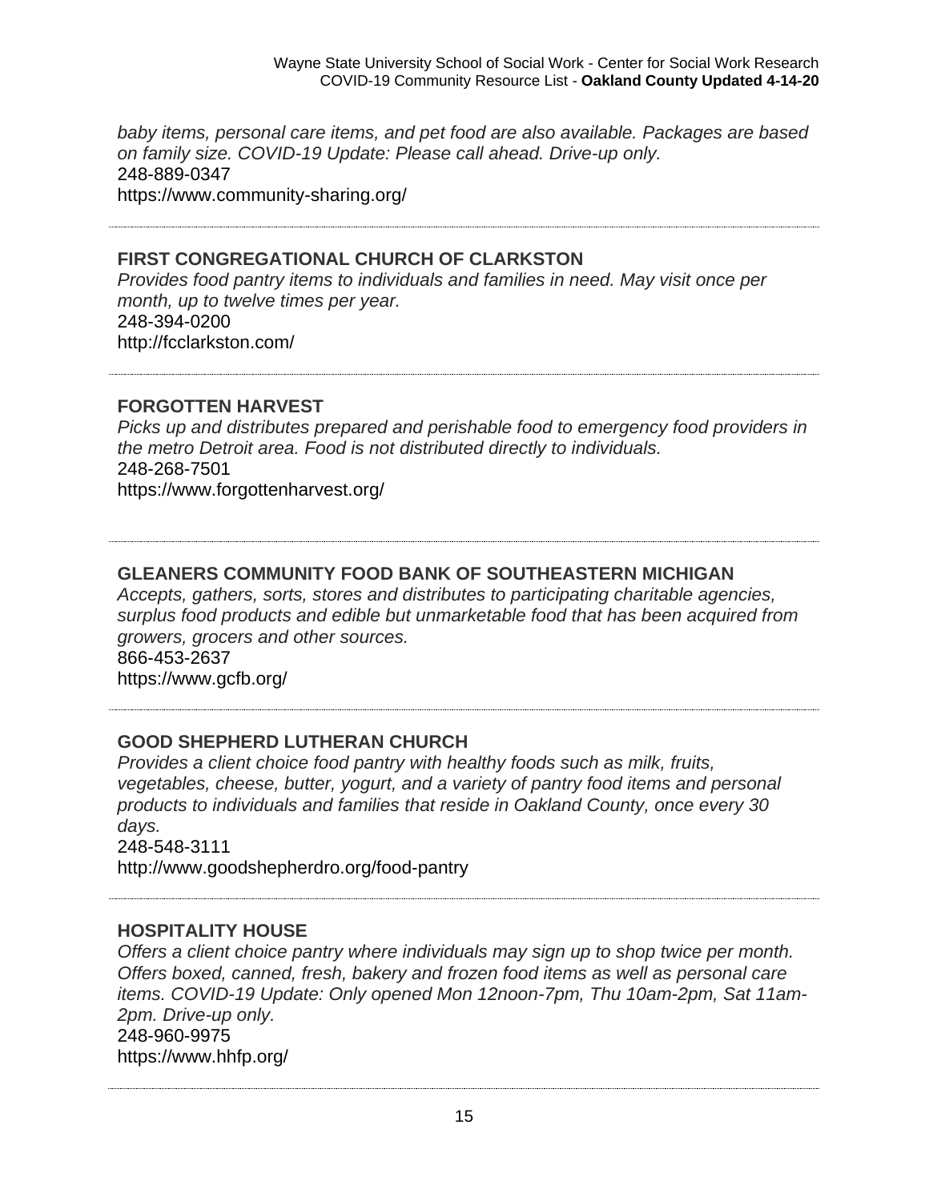*baby items, personal care items, and pet food are also available. Packages are based on family size. COVID-19 Update: Please call ahead. Drive-up only.*
248-889-0347
https://www.community-sharing.org/

---

**FIRST CONGREGATIONAL CHURCH OF CLARKSTON**
*Provides food pantry items to individuals and families in need. May visit once per month, up to twelve times per year.*
248-394-0200
http://fcclarkston.com/

---

**FORGOTTEN HARVEST**
*Picks up and distributes prepared and perishable food to emergency food providers in the metro Detroit area. Food is not distributed directly to individuals.*
248-268-7501
https://www.forgottenharvest.org/

---

**GLEANERS COMMUNITY FOOD BANK OF SOUTHEASTERN MICHIGAN**
*Accepts, gathers, sorts, stores and distributes to participating charitable agencies, surplus food products and edible but unmarketable food that has been acquired from growers, grocers and other sources.*
866-453-2637
https://www.gcfb.org/

---

**GOOD SHEPHERD LUTHERAN CHURCH**
*Provides a client choice food pantry with healthy foods such as milk, fruits, vegetables, cheese, butter, yogurt, and a variety of pantry food items and personal products to individuals and families that reside in Oakland County, once every 30 days.*
248-548-3111
http://www.goodshepherdro.org/food-pantry

---

**HOSPITALITY HOUSE**
*Offers a client choice pantry where individuals may sign up to shop twice per month. Offers boxed, canned, fresh, bakery and frozen food items as well as personal care items. COVID-19 Update: Only opened Mon 12noon-7pm, Thu 10am-2pm, Sat 11am-2pm. Drive-up only.*
248-960-9975
https://www.hhfp.org/

---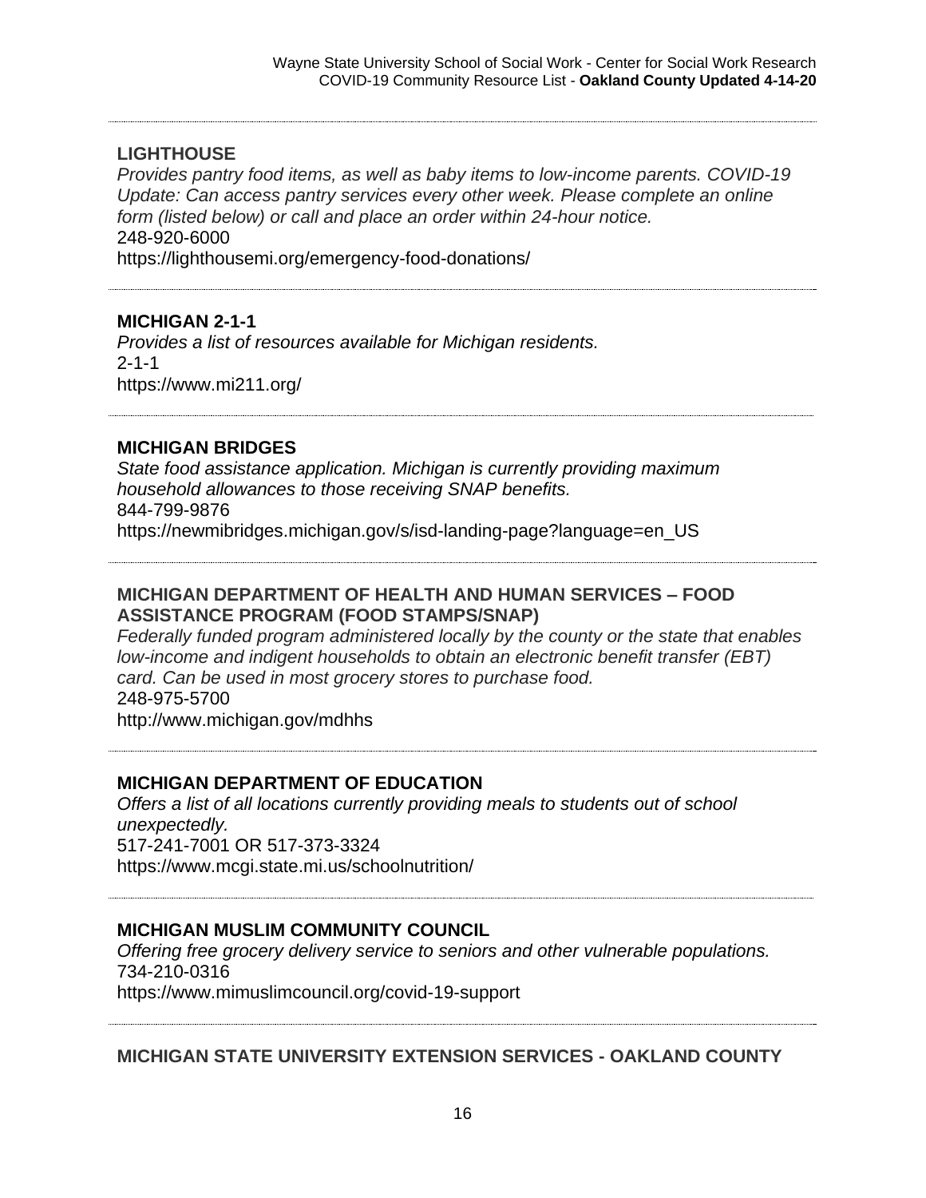**LIGHTHOUSE**

*Provides pantry food items, as well as baby items to low-income parents. COVID-19 Update: Can access pantry services every other week. Please complete an online form (listed below) or call and place an order within 24-hour notice.*

248-920-6000

https://lighthousemi.org/emergency-food-donations/

---

**MICHIGAN 2-1-1**

*Provides a list of resources available for Michigan residents.*

2-1-1

https://www.mi211.org/

---

**MICHIGAN BRIDGES**

*State food assistance application. Michigan is currently providing maximum household allowances to those receiving SNAP benefits.*

844-799-9876

https://newmibridges.michigan.gov/s/isd-landing-page?language=en_US

---

**MICHIGAN DEPARTMENT OF HEALTH AND HUMAN SERVICES – FOOD ASSISTANCE PROGRAM (FOOD STAMPS/SNAP)**

*Federally funded program administered locally by the county or the state that enables low-income and indigent households to obtain an electronic benefit transfer (EBT) card. Can be used in most grocery stores to purchase food.*

248-975-5700

http://www.michigan.gov/mdhhs

---

**MICHIGAN DEPARTMENT OF EDUCATION**

*Offers a list of all locations currently providing meals to students out of school unexpectedly.*

517-241-7001 OR 517-373-3324

https://www.mcgi.state.mi.us/schoolnutrition/

---

**MICHIGAN MUSLIM COMMUNITY COUNCIL**

*Offering free grocery delivery service to seniors and other vulnerable populations.*

734-210-0316

https://www.mimuslimcouncil.org/covid-19-support

---

**MICHIGAN STATE UNIVERSITY EXTENSION SERVICES - OAKLAND COUNTY**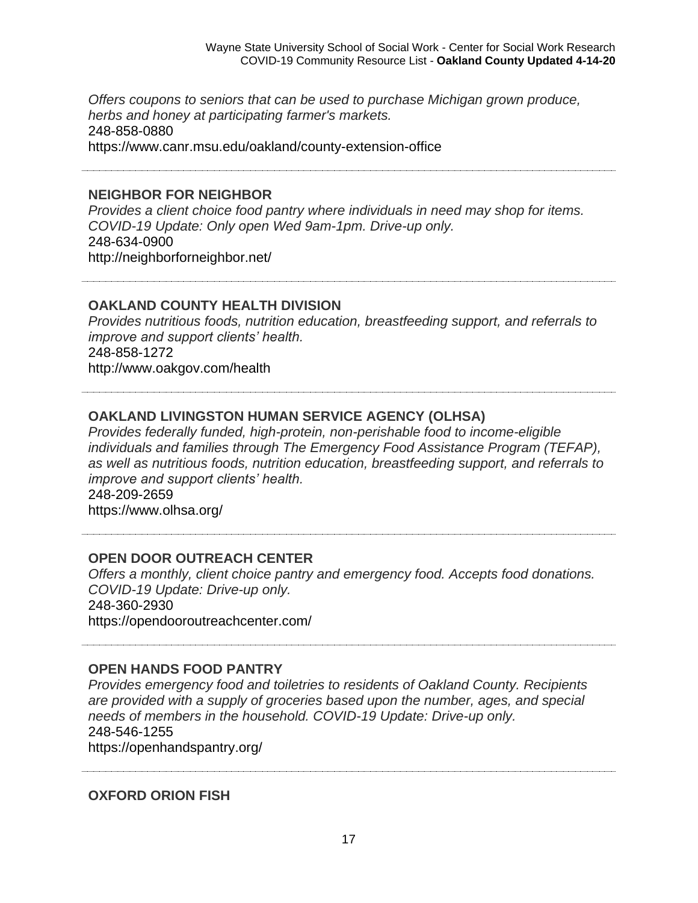*Offers coupons to seniors that can be used to purchase Michigan grown produce, herbs and honey at participating farmer's markets.*
248-858-0880
https://www.canr.msu.edu/oakland/county-extension-office

---

**NEIGHBOR FOR NEIGHBOR**
*Provides a client choice food pantry where individuals in need may shop for items. COVID-19 Update: Only open Wed 9am-1pm. Drive-up only.*
248-634-0900
http://neighborforneighbor.net/

---

**OAKLAND COUNTY HEALTH DIVISION**
*Provides nutritious foods, nutrition education, breastfeeding support, and referrals to improve and support clients' health.*
248-858-1272
http://www.oakgov.com/health

---

**OAKLAND LIVINGSTON HUMAN SERVICE AGENCY (OLHSA)**
*Provides federally funded, high-protein, non-perishable food to income-eligible individuals and families through The Emergency Food Assistance Program (TEFAP), as well as nutritious foods, nutrition education, breastfeeding support, and referrals to improve and support clients' health.*
248-209-2659
https://www.olhsa.org/

---

**OPEN DOOR OUTREACH CENTER**
*Offers a monthly, client choice pantry and emergency food. Accepts food donations. COVID-19 Update: Drive-up only.*
248-360-2930
https://opendooroutreachcenter.com/

---

**OPEN HANDS FOOD PANTRY**
*Provides emergency food and toiletries to residents of Oakland County. Recipients are provided with a supply of groceries based upon the number, ages, and special needs of members in the household. COVID-19 Update: Drive-up only.*
248-546-1255
https://openhandspantry.org/

---

**OXFORD ORION FISH**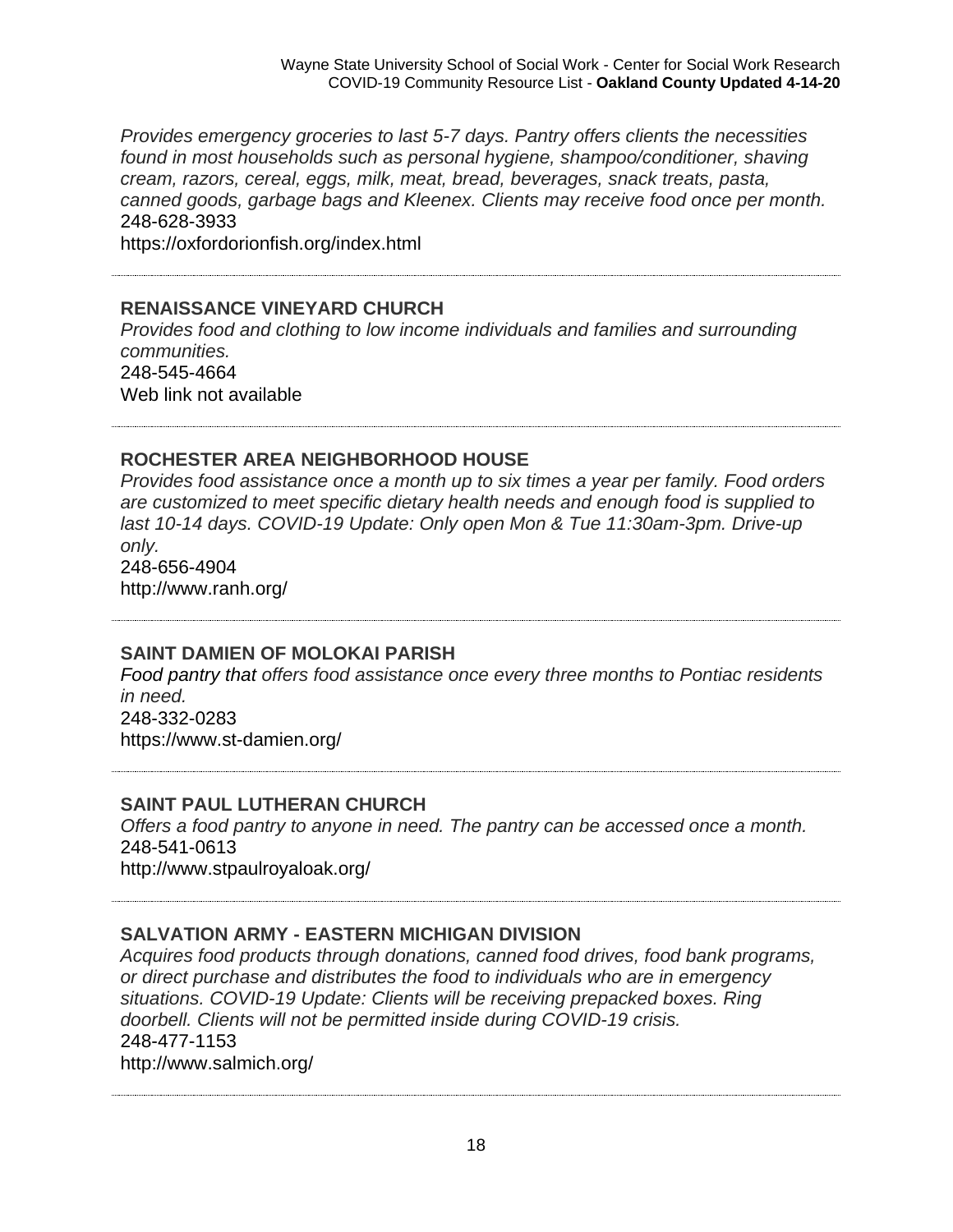*Provides emergency groceries to last 5-7 days. Pantry offers clients the necessities found in most households such as personal hygiene, shampoo/conditioner, shaving cream, razors, cereal, eggs, milk, meat, bread, beverages, snack treats, pasta, canned goods, garbage bags and Kleenex. Clients may receive food once per month.*
248-628-3933
https://oxfordorionfish.org/index.html

---

**RENAISSANCE VINEYARD CHURCH**
*Provides food and clothing to low income individuals and families and surrounding communities.*
248-545-4664
Web link not available

---

**ROCHESTER AREA NEIGHBORHOOD HOUSE**
*Provides food assistance once a month up to six times a year per family. Food orders are customized to meet specific dietary health needs and enough food is supplied to last 10-14 days. COVID-19 Update: Only open Mon & Tue 11:30am-3pm. Drive-up only.*
248-656-4904
http://www.ranh.org/

---

**SAINT DAMIEN OF MOLOKAI PARISH**
*Food pantry that offers food assistance once every three months to Pontiac residents in need.*
248-332-0283
https://www.st-damien.org/

---

**SAINT PAUL LUTHERAN CHURCH**
*Offers a food pantry to anyone in need. The pantry can be accessed once a month.*
248-541-0613
http://www.stpaulroyaloak.org/

---

**SALVATION ARMY - EASTERN MICHIGAN DIVISION**
*Acquires food products through donations, canned food drives, food bank programs, or direct purchase and distributes the food to individuals who are in emergency situations. COVID-19 Update: Clients will be receiving prepacked boxes. Ring doorbell. Clients will not be permitted inside during COVID-19 crisis.*
248-477-1153
http://www.salmich.org/

---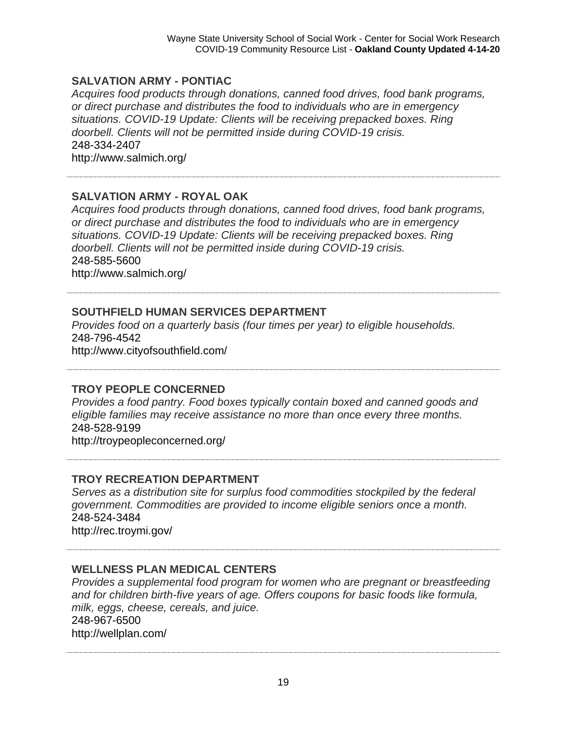## SALVATION ARMY - PONTIAC

*Acquires food products through donations, canned food drives, food bank programs, or direct purchase and distributes the food to individuals who are in emergency situations. COVID-19 Update: Clients will be receiving prepacked boxes. Ring doorbell. Clients will not be permitted inside during COVID-19 crisis.*

248-334-2407

http://www.salmich.org/

---

## SALVATION ARMY - ROYAL OAK

*Acquires food products through donations, canned food drives, food bank programs, or direct purchase and distributes the food to individuals who are in emergency situations. COVID-19 Update: Clients will be receiving prepacked boxes. Ring doorbell. Clients will not be permitted inside during COVID-19 crisis.*

248-585-5600

http://www.salmich.org/

---

## SOUTHFIELD HUMAN SERVICES DEPARTMENT

*Provides food on a quarterly basis (four times per year) to eligible households.*

248-796-4542

http://www.cityofsouthfield.com/

---

## TROY PEOPLE CONCERNED

*Provides a food pantry. Food boxes typically contain boxed and canned goods and eligible families may receive assistance no more than once every three months.*

248-528-9199

http://troypeopleconcerned.org/

---

## TROY RECREATION DEPARTMENT

*Serves as a distribution site for surplus food commodities stockpiled by the federal government. Commodities are provided to income eligible seniors once a month.*

248-524-3484

http://rec.troymi.gov/

---

## WELLNESS PLAN MEDICAL CENTERS

*Provides a supplemental food program for women who are pregnant or breastfeeding and for children birth-five years of age. Offers coupons for basic foods like formula, milk, eggs, cheese, cereals, and juice.*

248-967-6500

http://wellplan.com/

---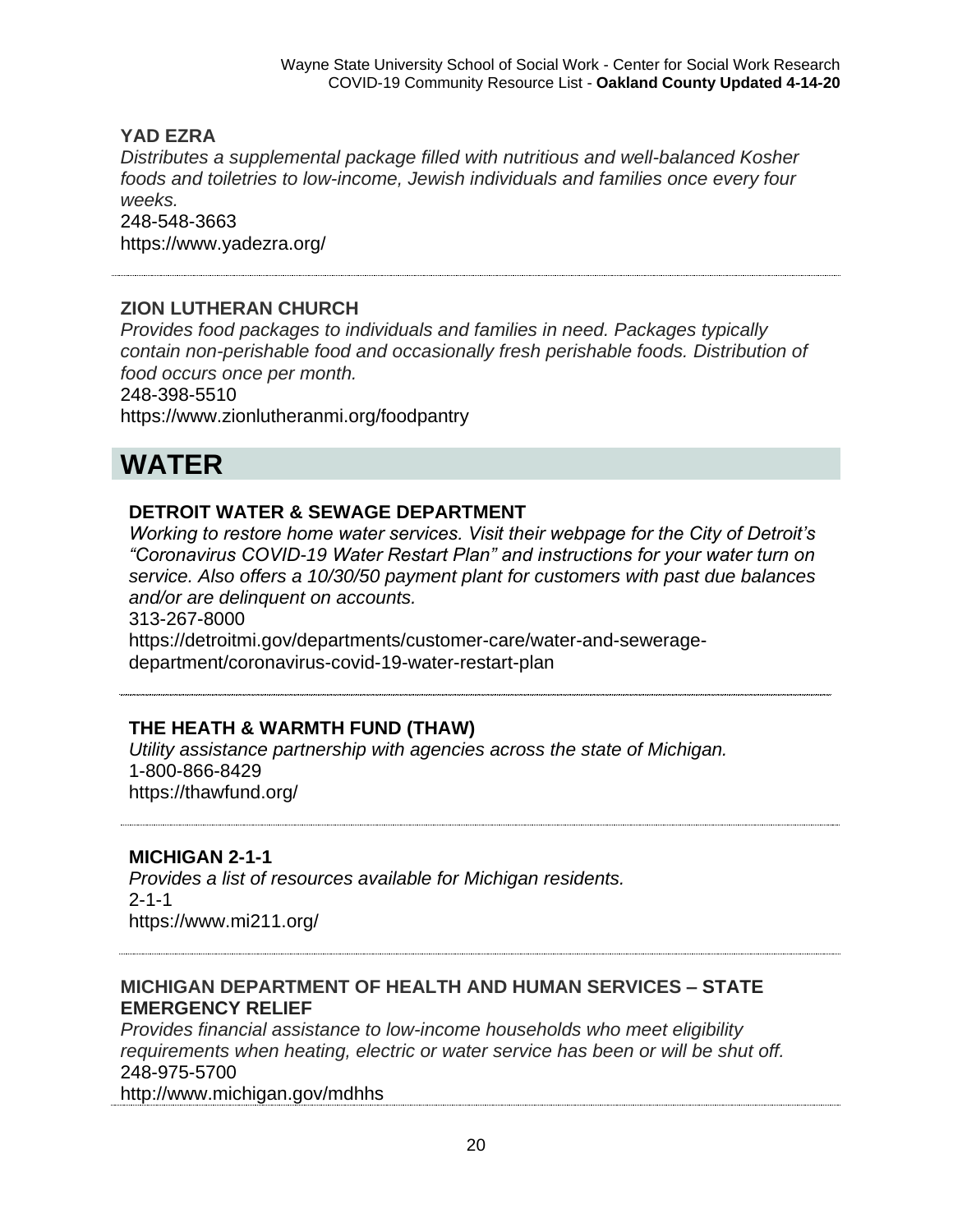**YAD EZRA**

*Distributes a supplemental package filled with nutritious and well-balanced Kosher foods and toiletries to low-income, Jewish individuals and families once every four weeks.*

248-548-3663

https://www.yadezra.org/

---

**ZION LUTHERAN CHURCH**

*Provides food packages to individuals and families in need. Packages typically contain non-perishable food and occasionally fresh perishable foods. Distribution of food occurs once per month.*

248-398-5510

https://www.zionlutheranmi.org/foodpantry

# WATER

**DETROIT WATER & SEWAGE DEPARTMENT**

*Working to restore home water services. Visit their webpage for the City of Detroit's "Coronavirus COVID-19 Water Restart Plan" and instructions for your water turn on service. Also offers a 10/30/50 payment plant for customers with past due balances and/or are delinquent on accounts.*

313-267-8000

https://detroitmi.gov/departments/customer-care/water-and-sewerage-department/coronavirus-covid-19-water-restart-plan

---

**THE HEATH & WARMTH FUND (THAW)**

*Utility assistance partnership with agencies across the state of Michigan.*

1-800-866-8429

https://thawfund.org/

---

**MICHIGAN 2-1-1**

*Provides a list of resources available for Michigan residents.*

2-1-1

https://www.mi211.org/

---

**MICHIGAN DEPARTMENT OF HEALTH AND HUMAN SERVICES – STATE EMERGENCY RELIEF**

*Provides financial assistance to low-income households who meet eligibility requirements when heating, electric or water service has been or will be shut off.*

248-975-5700

http://www.michigan.gov/mdhhs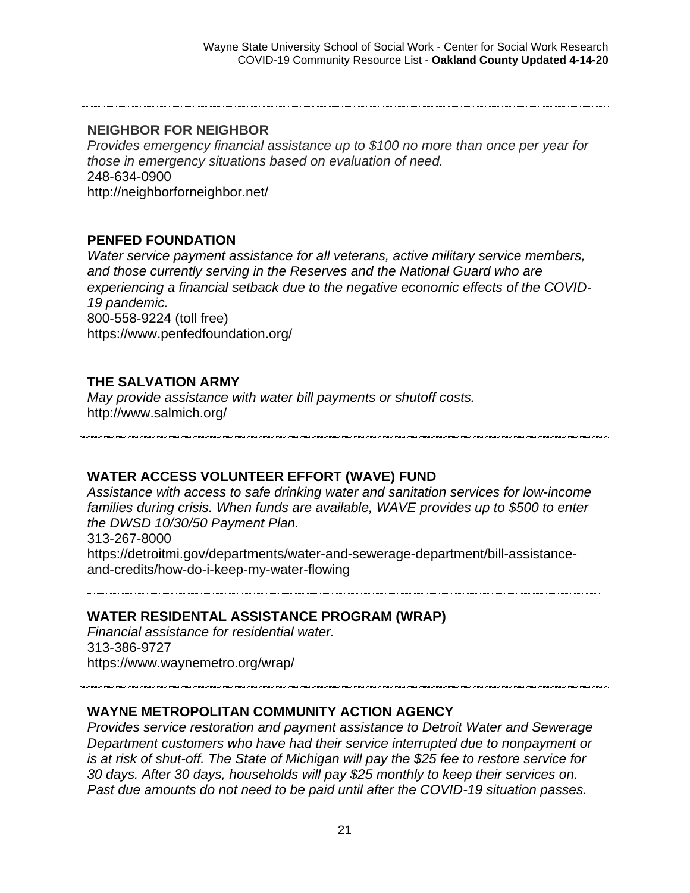**NEIGHBOR FOR NEIGHBOR**

*Provides emergency financial assistance up to $100 no more than once per year for those in emergency situations based on evaluation of need.*
248-634-0900
http://neighborforneighbor.net/

---

**PENFED FOUNDATION**

*Water service payment assistance for all veterans, active military service members, and those currently serving in the Reserves and the National Guard who are experiencing a financial setback due to the negative economic effects of the COVID-19 pandemic.*
800-558-9224 (toll free)
https://www.penfedfoundation.org/

---

**THE SALVATION ARMY**

*May provide assistance with water bill payments or shutoff costs.*
http://www.salmich.org/

---

**WATER ACCESS VOLUNTEER EFFORT (WAVE) FUND**

*Assistance with access to safe drinking water and sanitation services for low-income families during crisis. When funds are available, WAVE provides up to $500 to enter the DWSD 10/30/50 Payment Plan.*
313-267-8000
https://detroitmi.gov/departments/water-and-sewerage-department/bill-assistance-and-credits/how-do-i-keep-my-water-flowing

---

**WATER RESIDENTAL ASSISTANCE PROGRAM (WRAP)**

*Financial assistance for residential water.*
313-386-9727
https://www.waynemetro.org/wrap/

---

**WAYNE METROPOLITAN COMMUNITY ACTION AGENCY**

*Provides service restoration and payment assistance to Detroit Water and Sewerage Department customers who have had their service interrupted due to nonpayment or is at risk of shut-off. The State of Michigan will pay the $25 fee to restore service for 30 days. After 30 days, households will pay $25 monthly to keep their services on. Past due amounts do not need to be paid until after the COVID-19 situation passes.*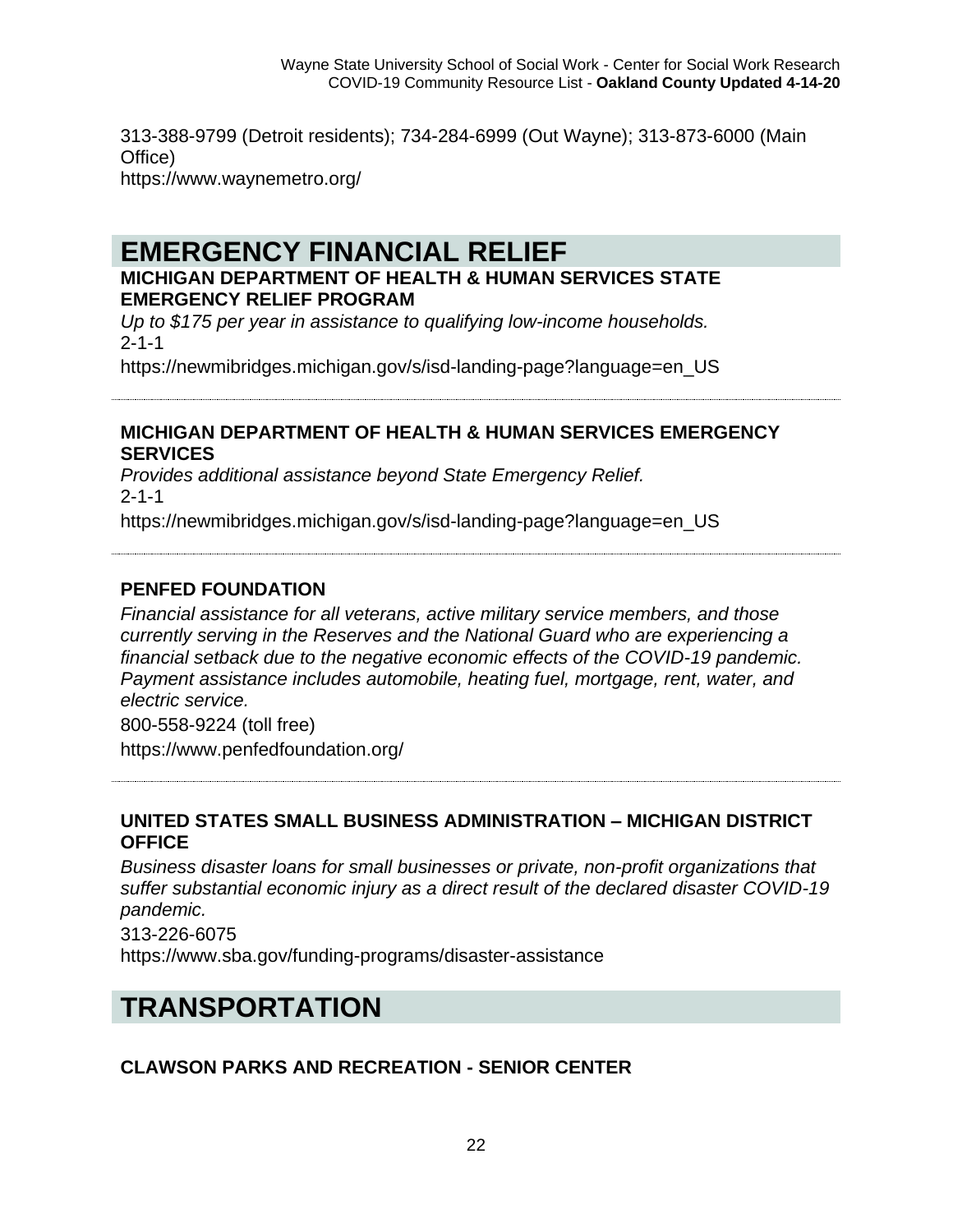313-388-9799 (Detroit residents); 734-284-6999 (Out Wayne); 313-873-6000 (Main Office)
https://www.waynemetro.org/

# EMERGENCY FINANCIAL RELIEF

**MICHIGAN DEPARTMENT OF HEALTH & HUMAN SERVICES STATE EMERGENCY RELIEF PROGRAM**

*Up to $175 per year in assistance to qualifying low-income households.*
2-1-1
https://newmibridges.michigan.gov/s/isd-landing-page?language=en_US

---

**MICHIGAN DEPARTMENT OF HEALTH & HUMAN SERVICES EMERGENCY SERVICES**

*Provides additional assistance beyond State Emergency Relief.*
2-1-1
https://newmibridges.michigan.gov/s/isd-landing-page?language=en_US

---

**PENFED FOUNDATION**

*Financial assistance for all veterans, active military service members, and those currently serving in the Reserves and the National Guard who are experiencing a financial setback due to the negative economic effects of the COVID-19 pandemic. Payment assistance includes automobile, heating fuel, mortgage, rent, water, and electric service.*
800-558-9224 (toll free)
https://www.penfedfoundation.org/

---

**UNITED STATES SMALL BUSINESS ADMINISTRATION – MICHIGAN DISTRICT OFFICE**

*Business disaster loans for small businesses or private, non-profit organizations that suffer substantial economic injury as a direct result of the declared disaster COVID-19 pandemic.*
313-226-6075
https://www.sba.gov/funding-programs/disaster-assistance

# TRANSPORTATION

**CLAWSON PARKS AND RECREATION - SENIOR CENTER**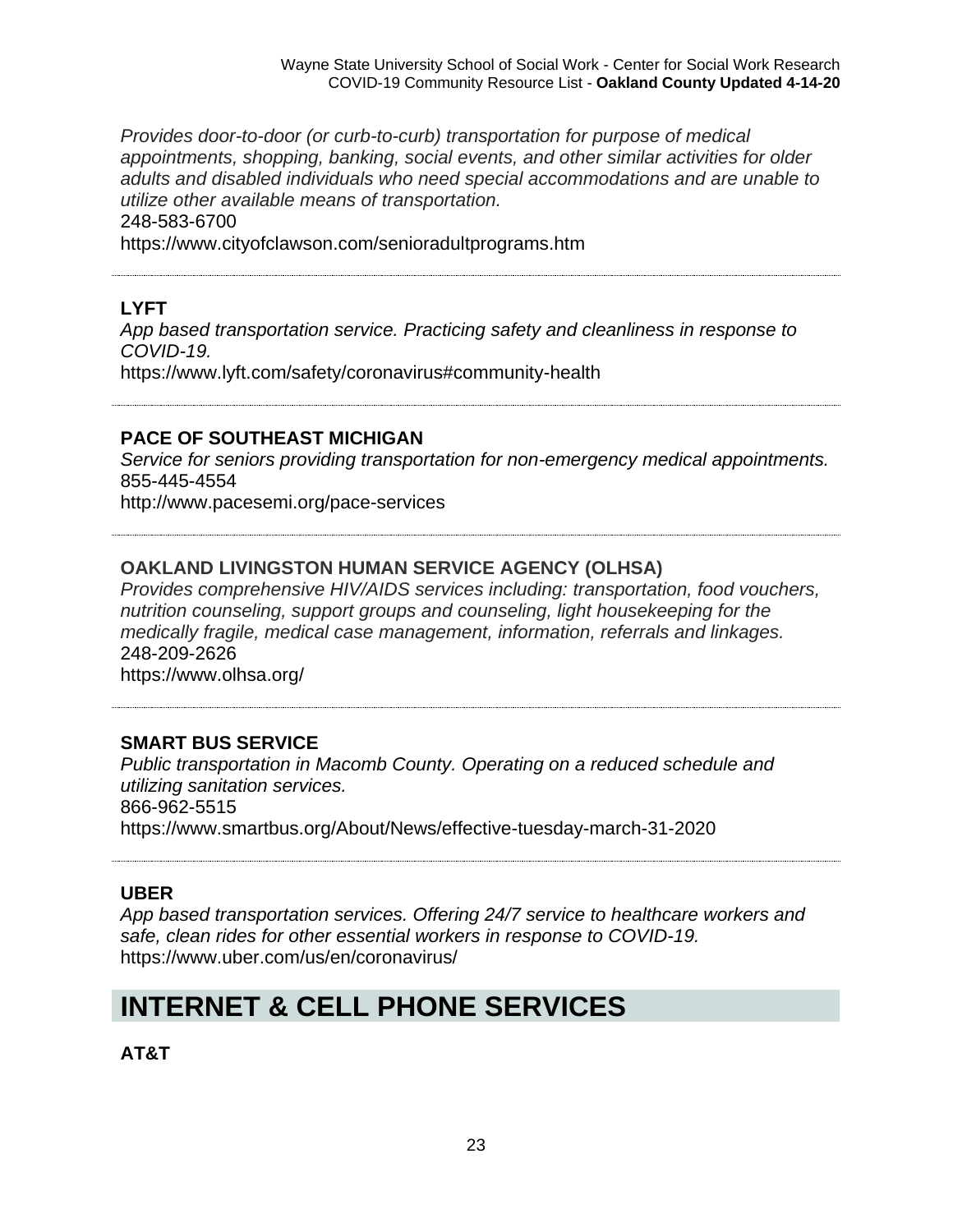*Provides door-to-door (or curb-to-curb) transportation for purpose of medical appointments, shopping, banking, social events, and other similar activities for older adults and disabled individuals who need special accommodations and are unable to utilize other available means of transportation.*
248-583-6700
https://www.cityofclawson.com/senioradultprograms.htm

---

**LYFT**
*App based transportation service. Practicing safety and cleanliness in response to COVID-19.*
https://www.lyft.com/safety/coronavirus#community-health

---

**PACE OF SOUTHEAST MICHIGAN**
*Service for seniors providing transportation for non-emergency medical appointments.*
855-445-4554
http://www.pacesemi.org/pace-services

---

**OAKLAND LIVINGSTON HUMAN SERVICE AGENCY (OLHSA)**
*Provides comprehensive HIV/AIDS services including: transportation, food vouchers, nutrition counseling, support groups and counseling, light housekeeping for the medically fragile, medical case management, information, referrals and linkages.*
248-209-2626
https://www.olhsa.org/

---

**SMART BUS SERVICE**
*Public transportation in Macomb County. Operating on a reduced schedule and utilizing sanitation services.*
866-962-5515
https://www.smartbus.org/About/News/effective-tuesday-march-31-2020

---

**UBER**
*App based transportation services. Offering 24/7 service to healthcare workers and safe, clean rides for other essential workers in response to COVID-19.*
https://www.uber.com/us/en/coronavirus/

# INTERNET & CELL PHONE SERVICES

**AT&T**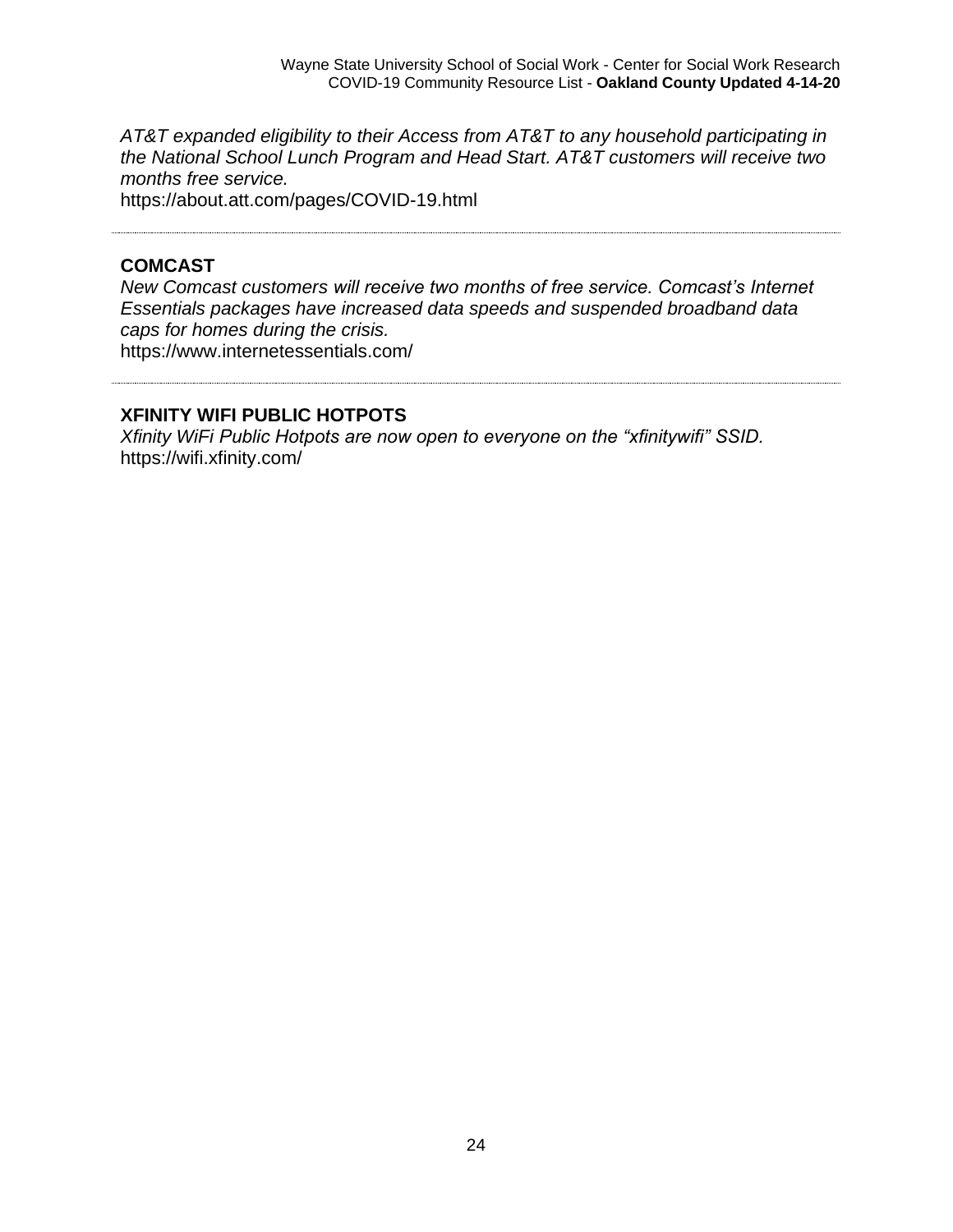*AT&T expanded eligibility to their Access from AT&T to any household participating in the National School Lunch Program and Head Start. AT&T customers will receive two months free service.*
https://about.att.com/pages/COVID-19.html

---

**COMCAST**
*New Comcast customers will receive two months of free service. Comcast's Internet Essentials packages have increased data speeds and suspended broadband data caps for homes during the crisis.*
https://www.internetessentials.com/

---

**XFINITY WIFI PUBLIC HOTPOTS**
*Xfinity WiFi Public Hotpots are now open to everyone on the "xfinitywifi" SSID.*
https://wifi.xfinity.com/